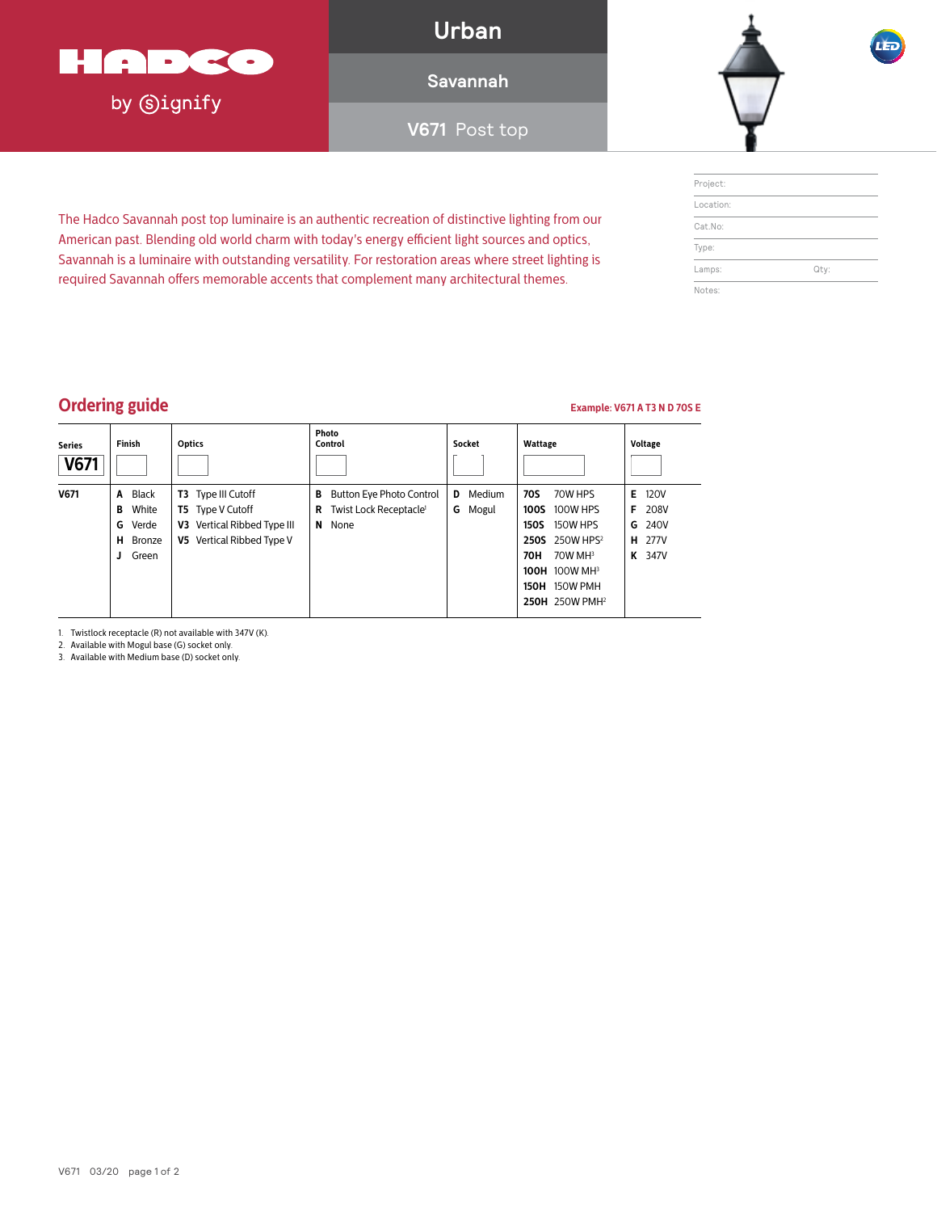HADCO by signify

# Urban

## Savannah

### V671 Post top

The Hadco Savannah post top luminaire is an authentic recreation of distinctive lighting from our American past. Blending old world charm with today's energy efficient light sources and optics, Savannah is a luminaire with outstanding versatility. For restoration areas where street lighting is required Savannah offers memorable accents that complement many architectural themes.

| Project: | |
|---|---|
| Location: | |
| Cat.No: | |
| Type: | |
| Lamps: | Qty: |
| Notes: | |

## Ordering guide

**Example: V671 A T3 N D 70S E**

| Series | Finish | Optics | Photo Control | Socket | Wattage | Voltage |
|---|---|---|---|---|---|---|
| **V671** | | | | | | |
| **V671** | **A** Black<br>**B** White<br>**G** Verde<br>**H** Bronze<br>**J** Green | **T3** Type III Cutoff<br>**T5** Type V Cutoff<br>**V3** Vertical Ribbed Type III<br>**V5** Vertical Ribbed Type V | **B** Button Eye Photo Control<br>**R** Twist Lock Receptacle[1]<br>**N** None | **D** Medium<br>**G** Mogul | **70S** 70W HPS<br>**100S** 100W HPS<br>**150S** 150W HPS<br>**250S** 250W HPS[2]<br>**70H** 70W MH[3]<br>**100H** 100W MH[3]<br>**150H** 150W PMH<br>**250H** 250W PMH[2] | **E** 120V<br>**F** 208V<br>**G** 240V<br>**H** 277V<br>**K** 347V |

1. Twistlock receptacle (R) not available with 347V (K).
2. Available with Mogul base (G) socket only.
3. Available with Medium base (D) socket only.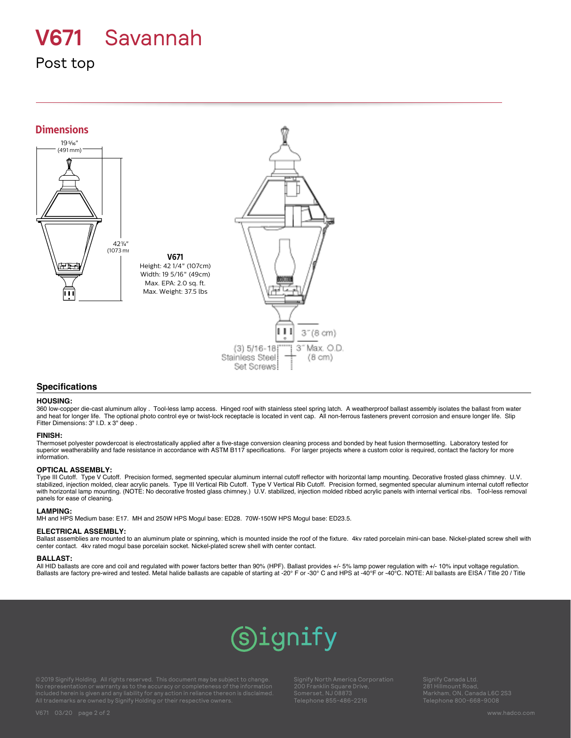# V671 Savannah

Post top

## Dimensions

19 5/16" (491 mm)

42 1/4" (1073 mm)

**V671**
Height: 42 1/4" (107cm)
Width: 19 5/16" (49cm)
Max. EPA: 2.0 sq. ft.
Max. Weight: 37.5 lbs

3" (8 cm)

(3) 5/16-18 Stainless Steel Set Screws

3" Max. O.D. (8 cm)

## Specifications

**HOUSING:**
360 low-copper die-cast aluminum alloy . Tool-less lamp access. Hinged roof with stainless steel spring latch. A weatherproof ballast assembly isolates the ballast from water and heat for longer life. The optional photo control eye or twist-lock receptacle is located in vent cap. All non-ferrous fasteners prevent corrosion and ensure longer life. Slip Fitter Dimensions: 3" I.D. x 3" deep .

**FINISH:**
Thermoset polyester powdercoat is electrostatically applied after a five-stage conversion cleaning process and bonded by heat fusion thermosetting. Laboratory tested for superior weatherability and fade resistance in accordance with ASTM B117 specifications. For larger projects where a custom color is required, contact the factory for more information.

**OPTICAL ASSEMBLY:**
Type III Cutoff. Type V Cutoff. Precision formed, segmented specular aluminum internal cutoff reflector with horizontal lamp mounting. Decorative frosted glass chimney. U.V. stabilized, injection molded, clear acrylic panels. Type III Vertical Rib Cutoff. Type V Vertical Rib Cutoff. Precision formed, segmented specular aluminum internal cutoff reflector with horizontal lamp mounting. (NOTE: No decorative frosted glass chimney.) U.V. stabilized, injection molded ribbed acrylic panels with internal vertical ribs. Tool-less removal panels for ease of cleaning.

**LAMPING:**
MH and HPS Medium base: E17. MH and 250W HPS Mogul base: ED28. 70W-150W HPS Mogul base: ED23.5.

**ELECTRICAL ASSEMBLY:**
Ballast assemblies are mounted to an aluminum plate or spinning, which is mounted inside the roof of the fixture. 4kv rated porcelain mini-can base. Nickel-plated screw shell with center contact. 4kv rated mogul base porcelain socket. Nickel-plated screw shell with center contact.

**BALLAST:**
All HID ballasts are core and coil and regulated with power factors better than 90% (HPF). Ballast provides +/- 5% lamp power regulation with +/- 10% input voltage regulation. Ballasts are factory pre-wired and tested. Metal halide ballasts are capable of starting at -20° F or -30° C and HPS at -40°F or -40°C. NOTE: All ballasts are EISA / Title 20 / Title

signify

© 2019 Signify Holding. All rights reserved. This document may be subject to change. No representation or warranty as to the accuracy or completeness of the information included herein is given and any liability for any action in reliance thereon is disclaimed. All trademarks are owned by Signify Holding or their respective owners.

Signify North America Corporation
200 Franklin Square Drive,
Somerset, NJ 08873
Telephone 855-486-2216

Signify Canada Ltd.
281 Hillmount Road,
Markham, ON, Canada L6C 2S3
Telephone 800-668-9008

www.hadco.com